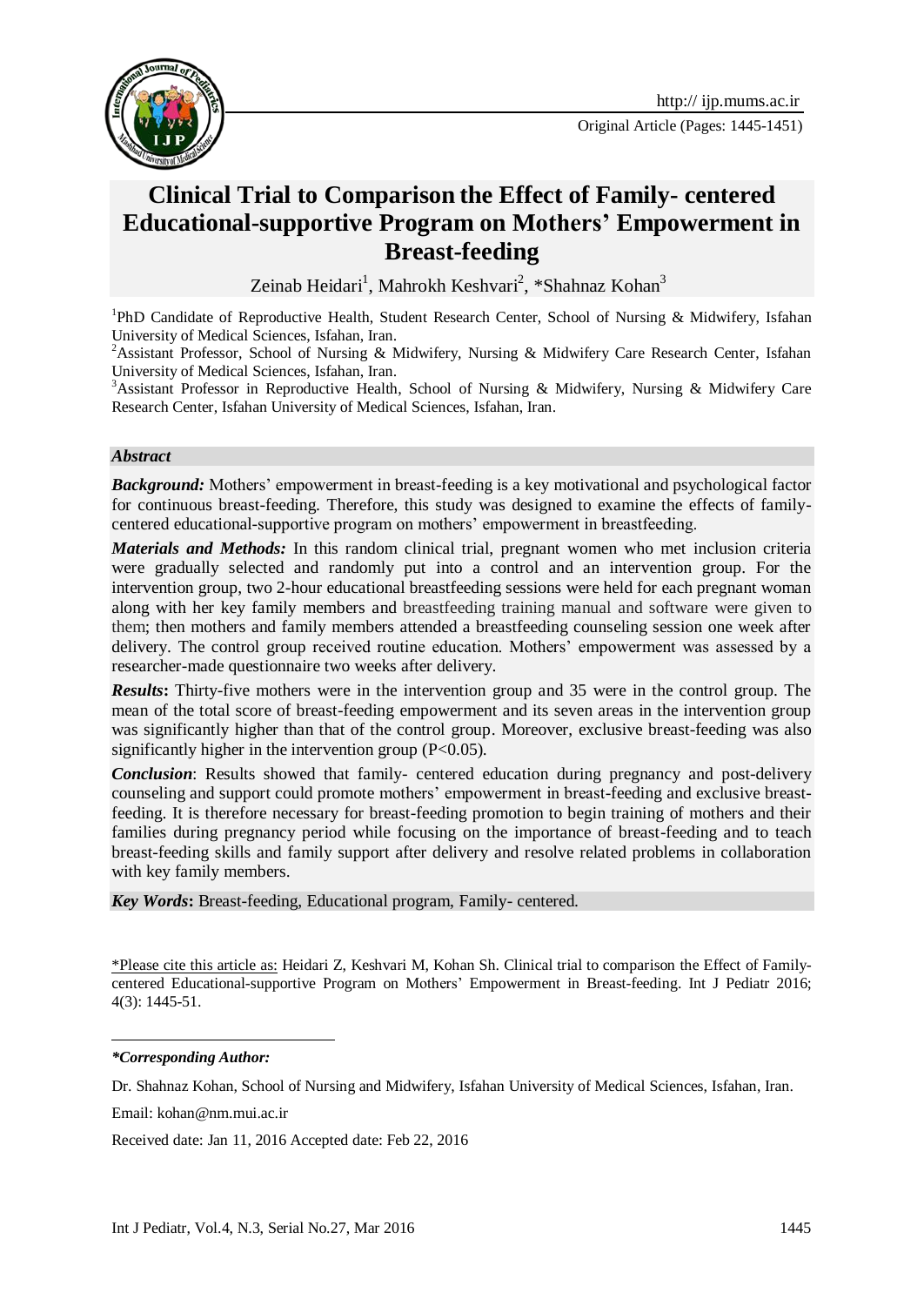Original Article (Pages: 1445-1451)

# Clinical Trial to Comparison the Effect of Family- centered Educational-supportive Program on Mothers' Empowerment in Breast-feeding

Zeinab Heidari[1], Mahrokh Keshvari[2], *Shahnaz Kohan[3]

[1]PhD Candidate of Reproductive Health, Student Research Center, School of Nursing & Midwifery, Isfahan University of Medical Sciences, Isfahan, Iran.

[2]Assistant Professor, School of Nursing & Midwifery, Nursing & Midwifery Care Research Center, Isfahan University of Medical Sciences, Isfahan, Iran.

[3]Assistant Professor in Reproductive Health, School of Nursing & Midwifery, Nursing & Midwifery Care Research Center, Isfahan University of Medical Sciences, Isfahan, Iran.

## *Abstract*

***Background:*** Mothers' empowerment in breast-feeding is a key motivational and psychological factor for continuous breast-feeding. Therefore, this study was designed to examine the effects of family-centered educational-supportive program on mothers' empowerment in breastfeeding.

***Materials and Methods:*** In this random clinical trial, pregnant women who met inclusion criteria were gradually selected and randomly put into a control and an intervention group. For the intervention group, two 2-hour educational breastfeeding sessions were held for each pregnant woman along with her key family members and breastfeeding training manual and software were given to them; then mothers and family members attended a breastfeeding counseling session one week after delivery. The control group received routine education. Mothers' empowerment was assessed by a researcher-made questionnaire two weeks after delivery.

***Results*:** Thirty-five mothers were in the intervention group and 35 were in the control group. The mean of the total score of breast-feeding empowerment and its seven areas in the intervention group was significantly higher than that of the control group. Moreover, exclusive breast-feeding was also significantly higher in the intervention group ($P<0.05$).

***Conclusion***: Results showed that family- centered education during pregnancy and post-delivery counseling and support could promote mothers' empowerment in breast-feeding and exclusive breast-feeding. It is therefore necessary for breast-feeding promotion to begin training of mothers and their families during pregnancy period while focusing on the importance of breast-feeding and to teach breast-feeding skills and family support after delivery and resolve related problems in collaboration with key family members.

***Key Words*:** Breast-feeding, Educational program, Family- centered.

*Please cite this article as: Heidari Z, Keshvari M, Kohan Sh. Clinical trial to comparison the Effect of Family-centered Educational-supportive Program on Mothers' Empowerment in Breast-feeding. Int J Pediatr 2016; 4(3): 1445-51.

***\*Corresponding Author:***

Dr. Shahnaz Kohan, School of Nursing and Midwifery, Isfahan University of Medical Sciences, Isfahan, Iran.

Email: kohan@nm.mui.ac.ir

Received date: Jan 11, 2016 Accepted date: Feb 22, 2016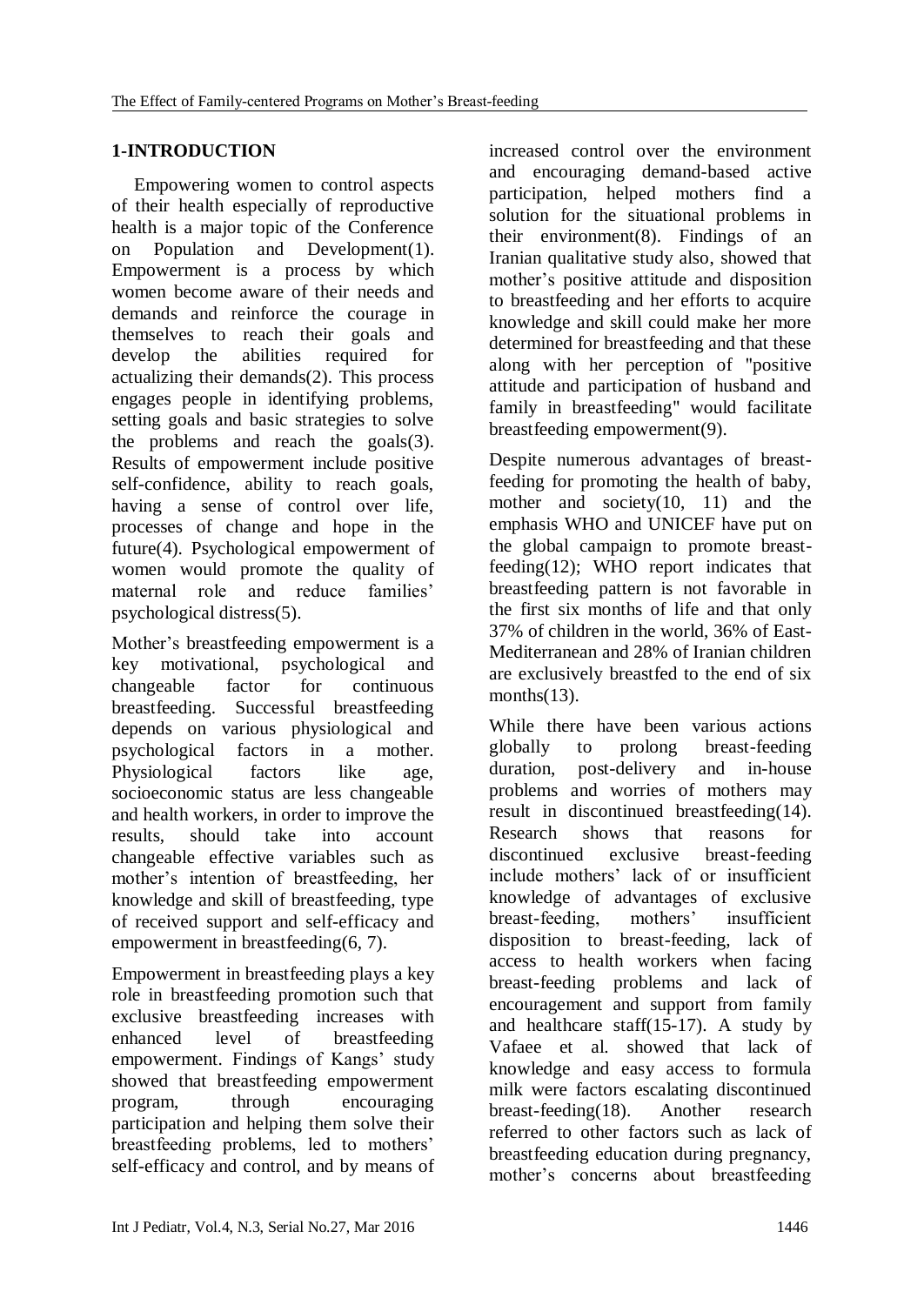## 1-INTRODUCTION

Empowering women to control aspects of their health especially of reproductive health is a major topic of the Conference on Population and Development(1). Empowerment is a process by which women become aware of their needs and demands and reinforce the courage in themselves to reach their goals and develop the abilities required for actualizing their demands(2). This process engages people in identifying problems, setting goals and basic strategies to solve the problems and reach the goals(3). Results of empowerment include positive self-confidence, ability to reach goals, having a sense of control over life, processes of change and hope in the future(4). Psychological empowerment of women would promote the quality of maternal role and reduce families' psychological distress(5).

Mother's breastfeeding empowerment is a key motivational, psychological and changeable factor for continuous breastfeeding. Successful breastfeeding depends on various physiological and psychological factors in a mother. Physiological factors like age, socioeconomic status are less changeable and health workers, in order to improve the results, should take into account changeable effective variables such as mother's intention of breastfeeding, her knowledge and skill of breastfeeding, type of received support and self-efficacy and empowerment in breastfeeding(6, 7).

Empowerment in breastfeeding plays a key role in breastfeeding promotion such that exclusive breastfeeding increases with enhanced level of breastfeeding empowerment. Findings of Kangs' study showed that breastfeeding empowerment program, through encouraging participation and helping them solve their breastfeeding problems, led to mothers' self-efficacy and control, and by means of increased control over the environment and encouraging demand-based active participation, helped mothers find a solution for the situational problems in their environment(8). Findings of an Iranian qualitative study also, showed that mother's positive attitude and disposition to breastfeeding and her efforts to acquire knowledge and skill could make her more determined for breastfeeding and that these along with her perception of "positive attitude and participation of husband and family in breastfeeding" would facilitate breastfeeding empowerment(9).

Despite numerous advantages of breast-feeding for promoting the health of baby, mother and society(10, 11) and the emphasis WHO and UNICEF have put on the global campaign to promote breast-feeding(12); WHO report indicates that breastfeeding pattern is not favorable in the first six months of life and that only 37% of children in the world, 36% of East-Mediterranean and 28% of Iranian children are exclusively breastfed to the end of six months(13).

While there have been various actions globally to prolong breast-feeding duration, post-delivery and in-house problems and worries of mothers may result in discontinued breastfeeding(14). Research shows that reasons for discontinued exclusive breast-feeding include mothers' lack of or insufficient knowledge of advantages of exclusive breast-feeding, mothers' insufficient disposition to breast-feeding, lack of access to health workers when facing breast-feeding problems and lack of encouragement and support from family and healthcare staff(15-17). A study by Vafaee et al. showed that lack of knowledge and easy access to formula milk were factors escalating discontinued breast-feeding(18). Another research referred to other factors such as lack of breastfeeding education during pregnancy, mother's concerns about breastfeeding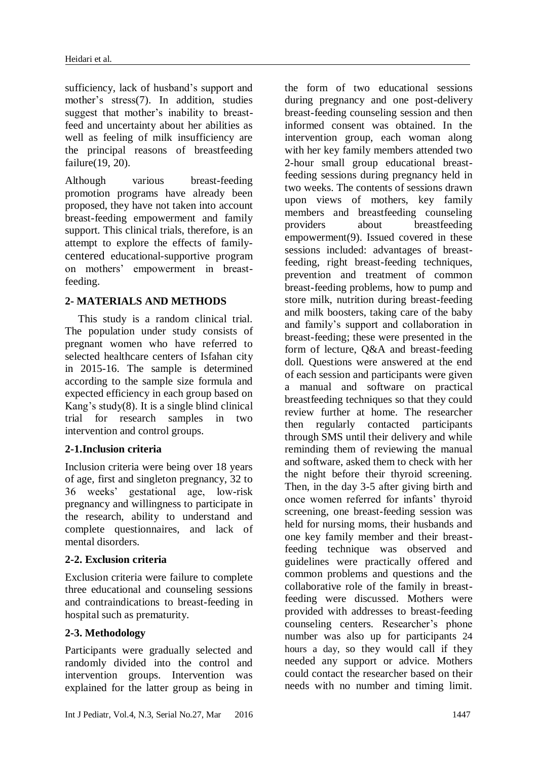sufficiency, lack of husband's support and mother's stress(7). In addition, studies suggest that mother's inability to breast-feed and uncertainty about her abilities as well as feeling of milk insufficiency are the principal reasons of breastfeeding failure(19, 20).

Although various breast-feeding promotion programs have already been proposed, they have not taken into account breast-feeding empowerment and family support. This clinical trials, therefore, is an attempt to explore the effects of family-centered educational-supportive program on mothers' empowerment in breast-feeding.

## 2- MATERIALS AND METHODS

This study is a random clinical trial. The population under study consists of pregnant women who have referred to selected healthcare centers of Isfahan city in 2015-16. The sample is determined according to the sample size formula and expected efficiency in each group based on Kang's study(8). It is a single blind clinical trial for research samples in two intervention and control groups.

### 2-1.Inclusion criteria

Inclusion criteria were being over 18 years of age, first and singleton pregnancy, 32 to 36 weeks' gestational age, low-risk pregnancy and willingness to participate in the research, ability to understand and complete questionnaires, and lack of mental disorders.

### 2-2. Exclusion criteria

Exclusion criteria were failure to complete three educational and counseling sessions and contraindications to breast-feeding in hospital such as prematurity.

### 2-3. Methodology

Participants were gradually selected and randomly divided into the control and intervention groups. Intervention was explained for the latter group as being in the form of two educational sessions during pregnancy and one post-delivery breast-feeding counseling session and then informed consent was obtained. In the intervention group, each woman along with her key family members attended two 2-hour small group educational breast-feeding sessions during pregnancy held in two weeks. The contents of sessions drawn upon views of mothers, key family members and breastfeeding counseling providers about breastfeeding empowerment(9). Issued covered in these sessions included: advantages of breast-feeding, right breast-feeding techniques, prevention and treatment of common breast-feeding problems, how to pump and store milk, nutrition during breast-feeding and milk boosters, taking care of the baby and family's support and collaboration in breast-feeding; these were presented in the form of lecture, Q&A and breast-feeding doll. Questions were answered at the end of each session and participants were given a manual and software on practical breastfeeding techniques so that they could review further at home. The researcher then regularly contacted participants through SMS until their delivery and while reminding them of reviewing the manual and software, asked them to check with her the night before their thyroid screening. Then, in the day 3-5 after giving birth and once women referred for infants' thyroid screening, one breast-feeding session was held for nursing moms, their husbands and one key family member and their breast-feeding technique was observed and guidelines were practically offered and common problems and questions and the collaborative role of the family in breast-feeding were discussed. Mothers were provided with addresses to breast-feeding counseling centers. Researcher's phone number was also up for participants 24 hours a day, so they would call if they needed any support or advice. Mothers could contact the researcher based on their needs with no number and timing limit.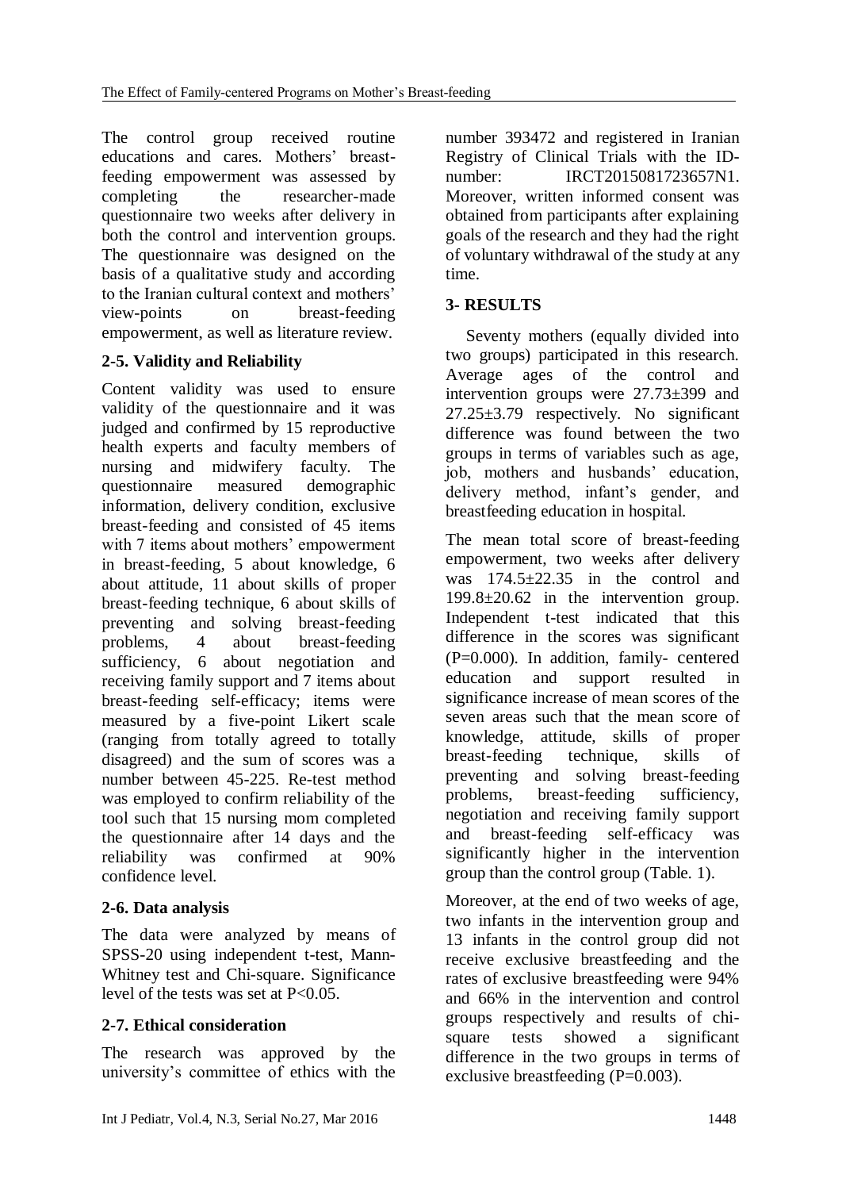The control group received routine educations and cares. Mothers' breast-feeding empowerment was assessed by completing the researcher-made questionnaire two weeks after delivery in both the control and intervention groups. The questionnaire was designed on the basis of a qualitative study and according to the Iranian cultural context and mothers' view-points on breast-feeding empowerment, as well as literature review.

### 2-5. Validity and Reliability

Content validity was used to ensure validity of the questionnaire and it was judged and confirmed by 15 reproductive health experts and faculty members of nursing and midwifery faculty. The questionnaire measured demographic information, delivery condition, exclusive breast-feeding and consisted of 45 items with 7 items about mothers' empowerment in breast-feeding, 5 about knowledge, 6 about attitude, 11 about skills of proper breast-feeding technique, 6 about skills of preventing and solving breast-feeding problems, 4 about breast-feeding sufficiency, 6 about negotiation and receiving family support and 7 items about breast-feeding self-efficacy; items were measured by a five-point Likert scale (ranging from totally agreed to totally disagreed) and the sum of scores was a number between 45-225. Re-test method was employed to confirm reliability of the tool such that 15 nursing mom completed the questionnaire after 14 days and the reliability was confirmed at 90% confidence level.

### 2-6. Data analysis

The data were analyzed by means of SPSS-20 using independent t-test, Mann-Whitney test and Chi-square. Significance level of the tests was set at $P<0.05$.

### 2-7. Ethical consideration

The research was approved by the university's committee of ethics with the number 393472 and registered in Iranian Registry of Clinical Trials with the ID-number: IRCT2015081723657N1. Moreover, written informed consent was obtained from participants after explaining goals of the research and they had the right of voluntary withdrawal of the study at any time.

## 3- RESULTS

Seventy mothers (equally divided into two groups) participated in this research. Average ages of the control and intervention groups were 27.73±399 and 27.25±3.79 respectively. No significant difference was found between the two groups in terms of variables such as age, job, mothers and husbands' education, delivery method, infant's gender, and breastfeeding education in hospital.

The mean total score of breast-feeding empowerment, two weeks after delivery was 174.5±22.35 in the control and 199.8±20.62 in the intervention group. Independent t-test indicated that this difference in the scores was significant ($P=0.000$). In addition, family- centered education and support resulted in significance increase of mean scores of the seven areas such that the mean score of knowledge, attitude, skills of proper breast-feeding technique, skills of preventing and solving breast-feeding problems, breast-feeding sufficiency, negotiation and receiving family support and breast-feeding self-efficacy was significantly higher in the intervention group than the control group (Table. 1).

Moreover, at the end of two weeks of age, two infants in the intervention group and 13 infants in the control group did not receive exclusive breastfeeding and the rates of exclusive breastfeeding were 94% and 66% in the intervention and control groups respectively and results of chi-square tests showed a significant difference in the two groups in terms of exclusive breastfeeding ($P=0.003$).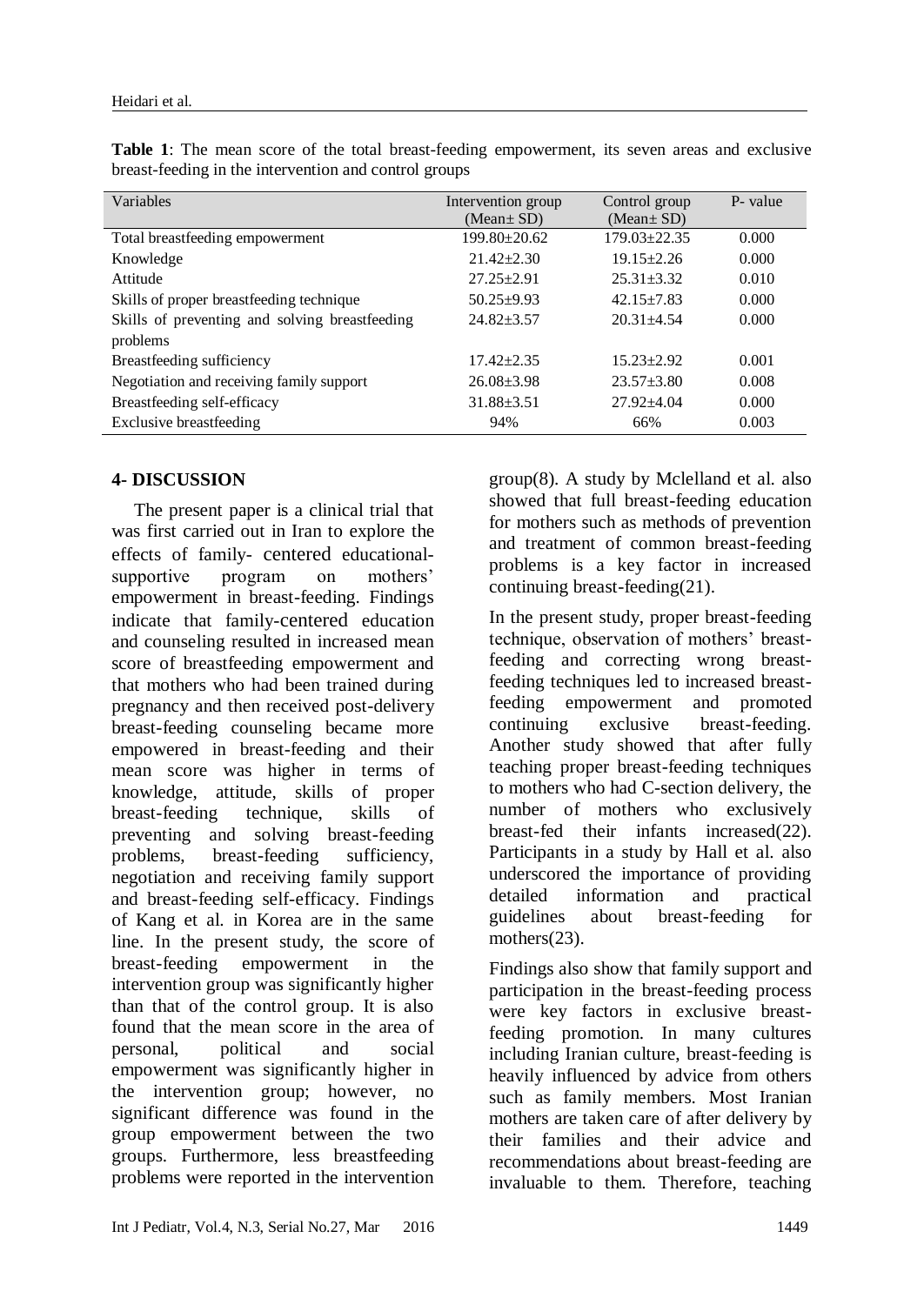**Table 1**: The mean score of the total breast-feeding empowerment, its seven areas and exclusive breast-feeding in the intervention and control groups

| Variables | Intervention group (Mean± SD) | Control group (Mean± SD) | P- value |
|---|---|---|---|
| Total breastfeeding empowerment | 199.80±20.62 | 179.03±22.35 | 0.000 |
| Knowledge | 21.42±2.30 | 19.15±2.26 | 0.000 |
| Attitude | 27.25±2.91 | 25.31±3.32 | 0.010 |
| Skills of proper breastfeeding technique | 50.25±9.93 | 42.15±7.83 | 0.000 |
| Skills of preventing and solving breastfeeding problems | 24.82±3.57 | 20.31±4.54 | 0.000 |
| Breastfeeding sufficiency | 17.42±2.35 | 15.23±2.92 | 0.001 |
| Negotiation and receiving family support | 26.08±3.98 | 23.57±3.80 | 0.008 |
| Breastfeeding self-efficacy | 31.88±3.51 | 27.92±4.04 | 0.000 |
| Exclusive breastfeeding | 94% | 66% | 0.003 |

## 4- DISCUSSION

The present paper is a clinical trial that was first carried out in Iran to explore the effects of family- centered educational-supportive program on mothers' empowerment in breast-feeding. Findings indicate that family-centered education and counseling resulted in increased mean score of breastfeeding empowerment and that mothers who had been trained during pregnancy and then received post-delivery breast-feeding counseling became more empowered in breast-feeding and their mean score was higher in terms of knowledge, attitude, skills of proper breast-feeding technique, skills of preventing and solving breast-feeding problems, breast-feeding sufficiency, negotiation and receiving family support and breast-feeding self-efficacy. Findings of Kang et al. in Korea are in the same line. In the present study, the score of breast-feeding empowerment in the intervention group was significantly higher than that of the control group. It is also found that the mean score in the area of personal, political and social empowerment was significantly higher in the intervention group; however, no significant difference was found in the group empowerment between the two groups. Furthermore, less breastfeeding problems were reported in the intervention group(8). A study by Mclelland et al. also showed that full breast-feeding education for mothers such as methods of prevention and treatment of common breast-feeding problems is a key factor in increased continuing breast-feeding(21).

In the present study, proper breast-feeding technique, observation of mothers' breast-feeding and correcting wrong breast-feeding techniques led to increased breast-feeding empowerment and promoted continuing exclusive breast-feeding. Another study showed that after fully teaching proper breast-feeding techniques to mothers who had C-section delivery, the number of mothers who exclusively breast-fed their infants increased(22). Participants in a study by Hall et al. also underscored the importance of providing detailed information and practical guidelines about breast-feeding for mothers(23).

Findings also show that family support and participation in the breast-feeding process were key factors in exclusive breast-feeding promotion. In many cultures including Iranian culture, breast-feeding is heavily influenced by advice from others such as family members. Most Iranian mothers are taken care of after delivery by their families and their advice and recommendations about breast-feeding are invaluable to them. Therefore, teaching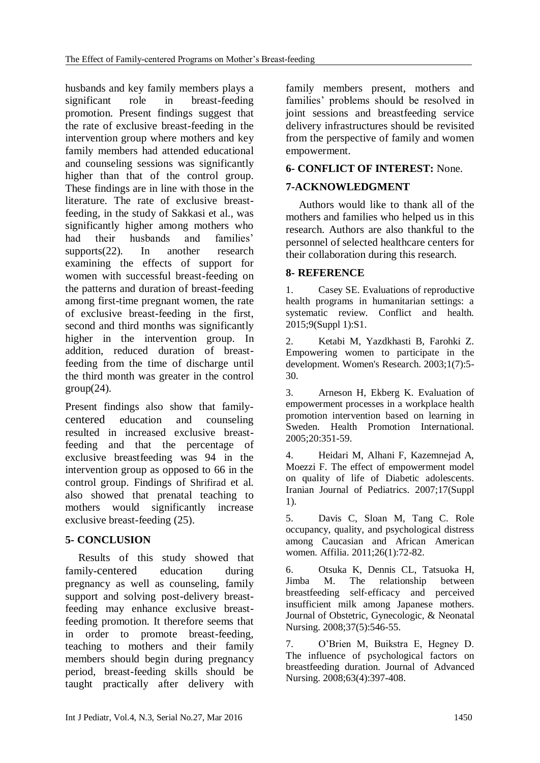husbands and key family members plays a significant role in breast-feeding promotion. Present findings suggest that the rate of exclusive breast-feeding in the intervention group where mothers and key family members had attended educational and counseling sessions was significantly higher than that of the control group. These findings are in line with those in the literature. The rate of exclusive breast-feeding, in the study of Sakkasi et al., was significantly higher among mothers who had their husbands and families' supports(22). In another research examining the effects of support for women with successful breast-feeding on the patterns and duration of breast-feeding among first-time pregnant women, the rate of exclusive breast-feeding in the first, second and third months was significantly higher in the intervention group. In addition, reduced duration of breast-feeding from the time of discharge until the third month was greater in the control group(24).

Present findings also show that family-centered education and counseling resulted in increased exclusive breast-feeding and that the percentage of exclusive breastfeeding was 94 in the intervention group as opposed to 66 in the control group. Findings of Shrifirad et al. also showed that prenatal teaching to mothers would significantly increase exclusive breast-feeding (25).

## 5- CONCLUSION

Results of this study showed that family-centered education during pregnancy as well as counseling, family support and solving post-delivery breast-feeding may enhance exclusive breast-feeding promotion. It therefore seems that in order to promote breast-feeding, teaching to mothers and their family members should begin during pregnancy period, breast-feeding skills should be taught practically after delivery with family members present, mothers and families' problems should be resolved in joint sessions and breastfeeding service delivery infrastructures should be revisited from the perspective of family and women empowerment.

## 6- CONFLICT OF INTEREST: None.

## 7-ACKNOWLEDGMENT

Authors would like to thank all of the mothers and families who helped us in this research. Authors are also thankful to the personnel of selected healthcare centers for their collaboration during this research.

## 8- REFERENCE

1. Casey SE. Evaluations of reproductive health programs in humanitarian settings: a systematic review. Conflict and health. 2015;9(Suppl 1):S1.

2. Ketabi M, Yazdkhasti B, Farohki Z. Empowering women to participate in the development. Women's Research. 2003;1(7):5-30.

3. Arneson H, Ekberg K. Evaluation of empowerment processes in a workplace health promotion intervention based on learning in Sweden. Health Promotion International. 2005;20:351-59.

4. Heidari M, Alhani F, Kazemnejad A, Moezzi F. The effect of empowerment model on quality of life of Diabetic adolescents. Iranian Journal of Pediatrics. 2007;17(Suppl 1).

5. Davis C, Sloan M, Tang C. Role occupancy, quality, and psychological distress among Caucasian and African American women. Affilia. 2011;26(1):72-82.

6. Otsuka K, Dennis CL, Tatsuoka H, Jimba M. The relationship between breastfeeding self-efficacy and perceived insufficient milk among Japanese mothers. Journal of Obstetric, Gynecologic, & Neonatal Nursing. 2008;37(5):546-55.

7. O'Brien M, Buikstra E, Hegney D. The influence of psychological factors on breastfeeding duration. Journal of Advanced Nursing. 2008;63(4):397-408.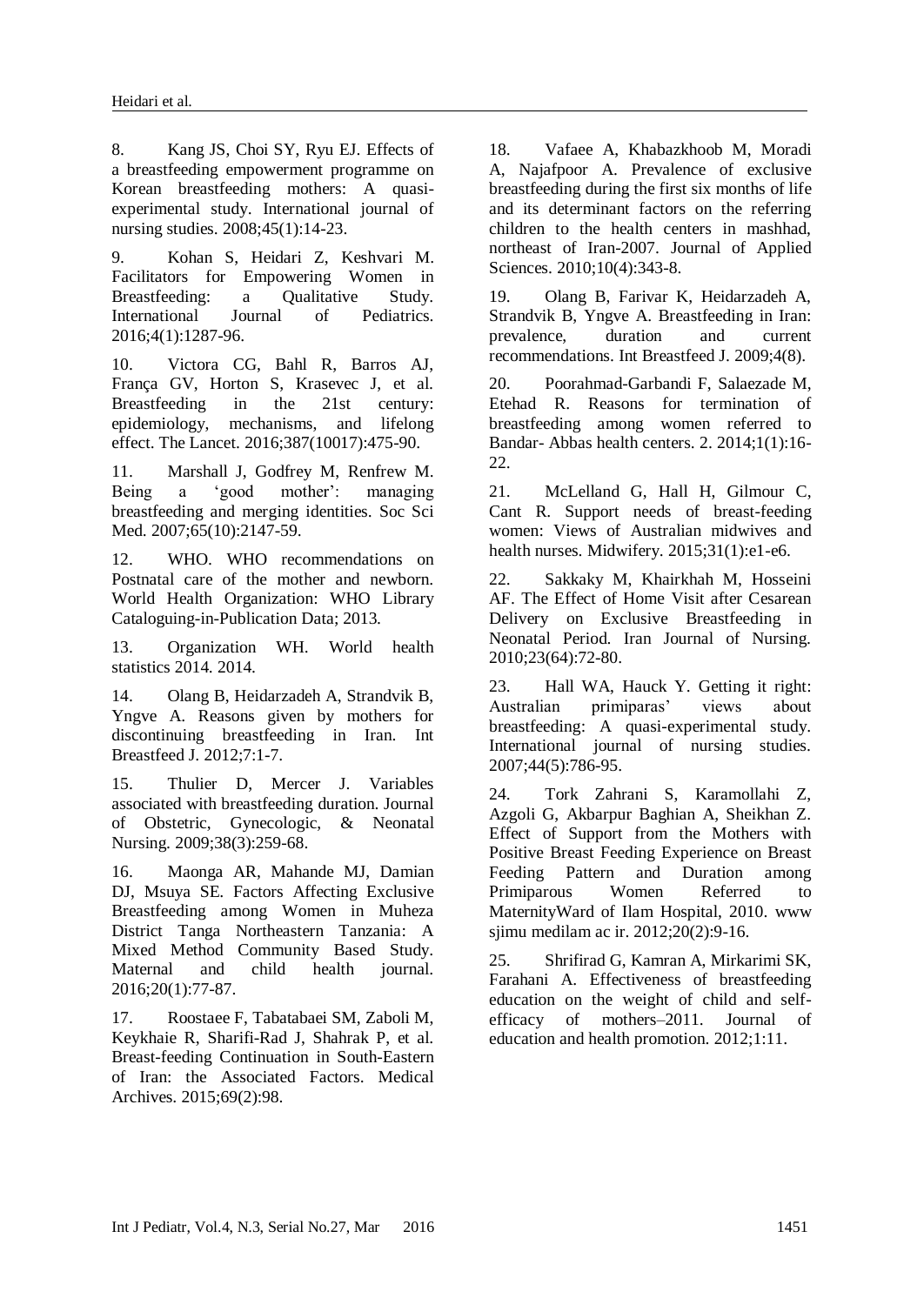8. Kang JS, Choi SY, Ryu EJ. Effects of a breastfeeding empowerment programme on Korean breastfeeding mothers: A quasi-experimental study. International journal of nursing studies. 2008;45(1):14-23.

9. Kohan S, Heidari Z, Keshvari M. Facilitators for Empowering Women in Breastfeeding: a Qualitative Study. International Journal of Pediatrics. 2016;4(1):1287-96.

10. Victora CG, Bahl R, Barros AJ, França GV, Horton S, Krasevec J, et al. Breastfeeding in the 21st century: epidemiology, mechanisms, and lifelong effect. The Lancet. 2016;387(10017):475-90.

11. Marshall J, Godfrey M, Renfrew M. Being a 'good mother': managing breastfeeding and merging identities. Soc Sci Med. 2007;65(10):2147-59.

12. WHO. WHO recommendations on Postnatal care of the mother and newborn. World Health Organization: WHO Library Cataloguing-in-Publication Data; 2013.

13. Organization WH. World health statistics 2014. 2014.

14. Olang B, Heidarzadeh A, Strandvik B, Yngve A. Reasons given by mothers for discontinuing breastfeeding in Iran. Int Breastfeed J. 2012;7:1-7.

15. Thulier D, Mercer J. Variables associated with breastfeeding duration. Journal of Obstetric, Gynecologic, & Neonatal Nursing. 2009;38(3):259-68.

16. Maonga AR, Mahande MJ, Damian DJ, Msuya SE. Factors Affecting Exclusive Breastfeeding among Women in Muheza District Tanga Northeastern Tanzania: A Mixed Method Community Based Study. Maternal and child health journal. 2016;20(1):77-87.

17. Roostaee F, Tabatabaei SM, Zaboli M, Keykhaie R, Sharifi-Rad J, Shahrak P, et al. Breast-feeding Continuation in South-Eastern of Iran: the Associated Factors. Medical Archives. 2015;69(2):98.

18. Vafaee A, Khabazkhoob M, Moradi A, Najafpoor A. Prevalence of exclusive breastfeeding during the first six months of life and its determinant factors on the referring children to the health centers in mashhad, northeast of Iran-2007. Journal of Applied Sciences. 2010;10(4):343-8.

19. Olang B, Farivar K, Heidarzadeh A, Strandvik B, Yngve A. Breastfeeding in Iran: prevalence, duration and current recommendations. Int Breastfeed J. 2009;4(8).

20. Poorahmad-Garbandi F, Salaezade M, Etehad R. Reasons for termination of breastfeeding among women referred to Bandar- Abbas health centers. 2. 2014;1(1):16-22.

21. McLelland G, Hall H, Gilmour C, Cant R. Support needs of breast-feeding women: Views of Australian midwives and health nurses. Midwifery. 2015;31(1):e1-e6.

22. Sakkaky M, Khairkhah M, Hosseini AF. The Effect of Home Visit after Cesarean Delivery on Exclusive Breastfeeding in Neonatal Period. Iran Journal of Nursing. 2010;23(64):72-80.

23. Hall WA, Hauck Y. Getting it right: Australian primiparas' views about breastfeeding: A quasi-experimental study. International journal of nursing studies. 2007;44(5):786-95.

24. Tork Zahrani S, Karamollahi Z, Azgoli G, Akbarpur Baghian A, Sheikhan Z. Effect of Support from the Mothers with Positive Breast Feeding Experience on Breast Feeding Pattern and Duration among Primiparous Women Referred to MaternityWard of Ilam Hospital, 2010. www sjimu medilam ac ir. 2012;20(2):9-16.

25. Shrifirad G, Kamran A, Mirkarimi SK, Farahani A. Effectiveness of breastfeeding education on the weight of child and self-efficacy of mothers–2011. Journal of education and health promotion. 2012;1:11.